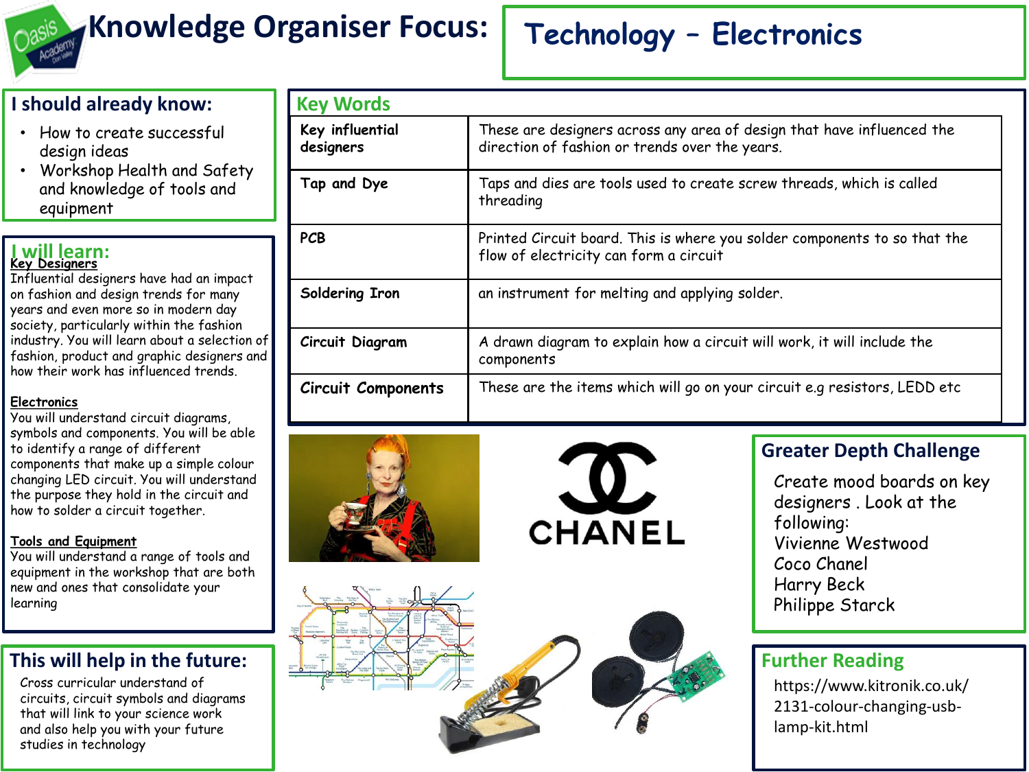# Knowledge Organiser Focus: Technology – Electronics

## I should already know:

- How to create successful design ideas
- Workshop Health and Safety and knowledge of tools and equipment

## I will learn:

**Key Designers**

Influential designers have had an impact on fashion and design trends for many years and even more so in modern day society, particularly within the fashion industry. You will learn about a selection of fashion, product and graphic designers and how their work has influenced trends.

**Electronics**

You will understand circuit diagrams, symbols and components. You will be able to identify a range of different components that make up a simple colour changing LED circuit. You will understand the purpose they hold in the circuit and how to solder a circuit together.

**Tools and Equipment**

You will understand a range of tools and equipment in the workshop that are both new and ones that consolidate your learning

## This will help in the future:

Cross curricular understand of circuits, circuit symbols and diagrams that will link to your science work and also help you with your future studies in technology

## Key Words

| | |
|---|---|
| **Key influential designers** | These are designers across any area of design that have influenced the direction of fashion or trends over the years. |
| **Tap and Dye** | Taps and dies are tools used to create screw threads, which is called threading |
| **PCB** | Printed Circuit board. This is where you solder components to so that the flow of electricity can form a circuit |
| **Soldering Iron** | an instrument for melting and applying solder. |
| **Circuit Diagram** | A drawn diagram to explain how a circuit will work, it will include the components |
| **Circuit Components** | These are the items which will go on your circuit e.g resistors, LEDD etc |

## Greater Depth Challenge

Create mood boards on key designers . Look at the following:

Vivienne Westwood
Coco Chanel
Harry Beck
Philippe Starck

## Further Reading

https://www.kitronik.co.uk/2131-colour-changing-usb-lamp-kit.html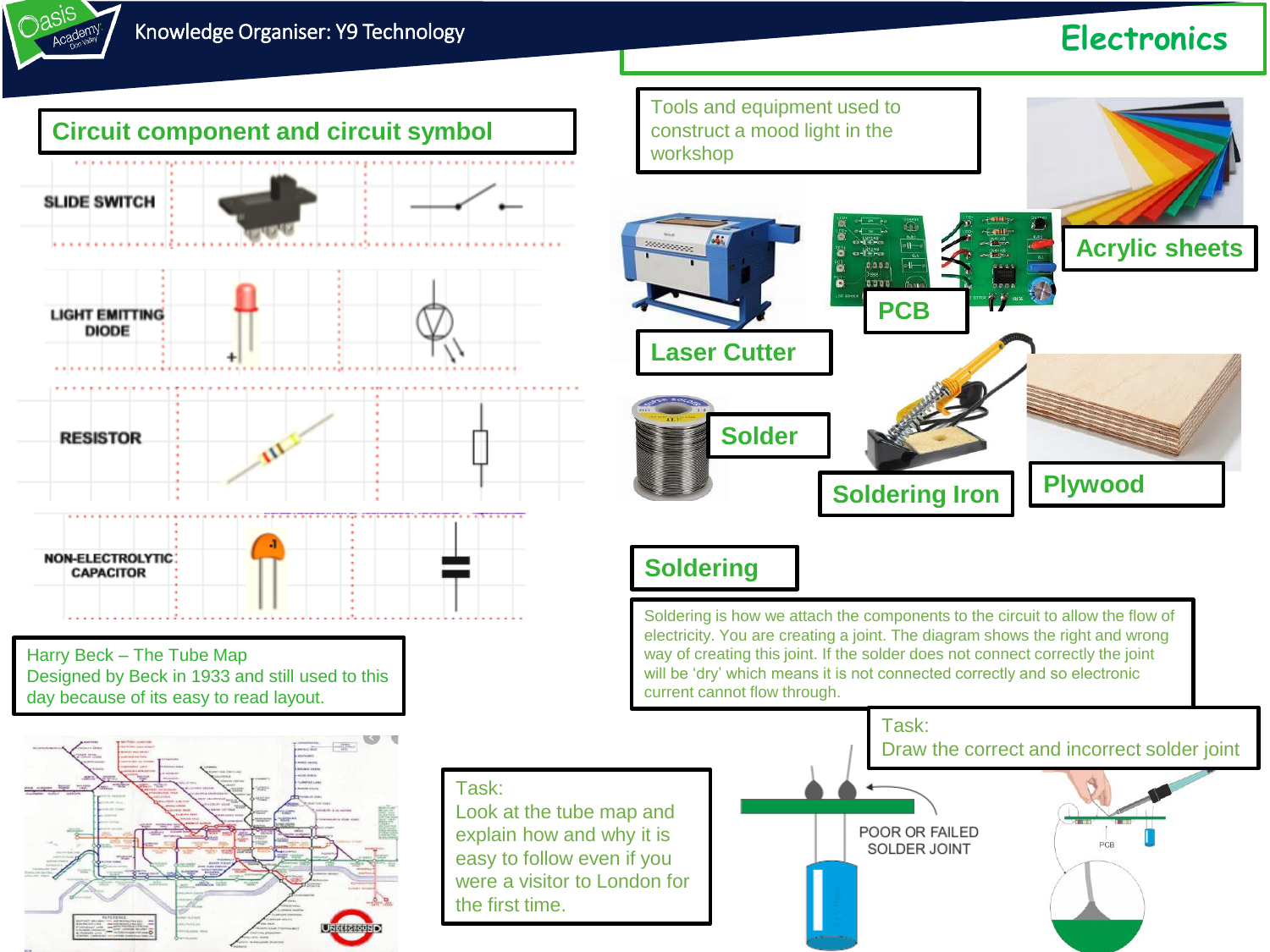# Knowledge Organiser: Y9 Technology

# Electronics

## Circuit component and circuit symbol

| Component |
|---|
| SLIDE SWITCH |
| LIGHT EMITTING DIODE |
| RESISTOR |
| NON-ELECTROLYTIC CAPACITOR |

Harry Beck – The Tube Map
Designed by Beck in 1933 and still used to this day because of its easy to read layout.

Task:
Look at the tube map and explain how and why it is easy to follow even if you were a visitor to London for the first time.

## Tools and equipment used to construct a mood light in the workshop

- Acrylic sheets
- PCB
- Laser Cutter
- Solder
- Soldering Iron
- Plywood

## Soldering

Soldering is how we attach the components to the circuit to allow the flow of electricity. You are creating a joint. The diagram shows the right and wrong way of creating this joint. If the solder does not connect correctly the joint will be 'dry' which means it is not connected correctly and so electronic current cannot flow through.

Task:
Draw the correct and incorrect solder joint

POOR OR FAILED SOLDER JOINT

PCB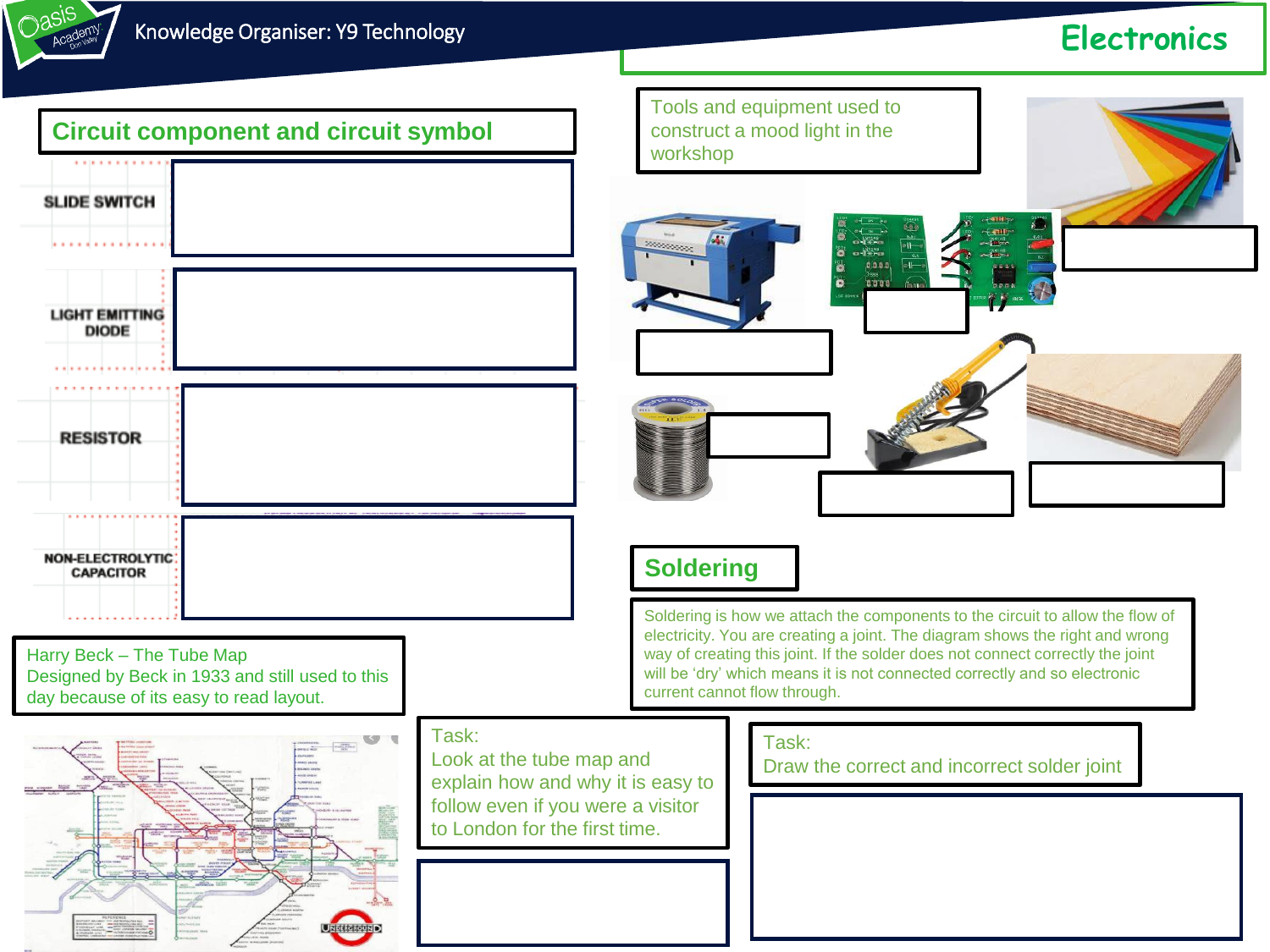Knowledge Organiser: Y9 Technology

# Electronics

## Circuit component and circuit symbol

| | |
|---|---|
| SLIDE SWITCH | |
| LIGHT EMITTING DIODE | |
| RESISTOR | |
| NON-ELECTROLYTIC CAPACITOR | |

## Tools and equipment used to construct a mood light in the workshop

## Harry Beck – The Tube Map

Designed by Beck in 1933 and still used to this day because of its easy to read layout.

Task:
Look at the tube map and explain how and why it is easy to follow even if you were a visitor to London for the first time.

## Soldering

Soldering is how we attach the components to the circuit to allow the flow of electricity. You are creating a joint. The diagram shows the right and wrong way of creating this joint. If the solder does not connect correctly the joint will be 'dry' which means it is not connected correctly and so electronic current cannot flow through.

Task:
Draw the correct and incorrect solder joint